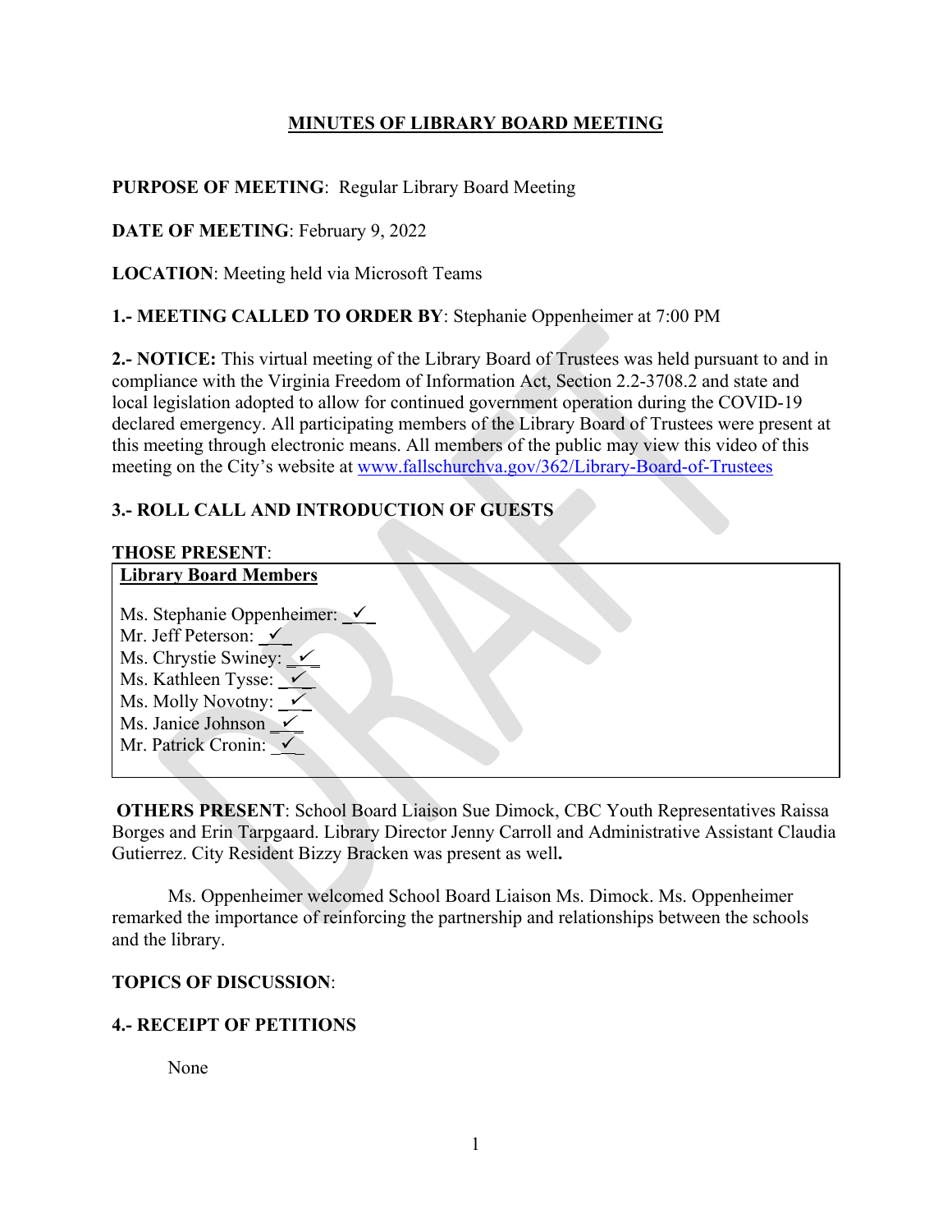# MINUTES OF LIBRARY BOARD MEETING

**PURPOSE OF MEETING**: Regular Library Board Meeting

**DATE OF MEETING**: February 9, 2022

**LOCATION**: Meeting held via Microsoft Teams

**1.- MEETING CALLED TO ORDER BY**: Stephanie Oppenheimer at 7:00 PM

**2.- NOTICE:** This virtual meeting of the Library Board of Trustees was held pursuant to and in compliance with the Virginia Freedom of Information Act, Section 2.2-3708.2 and state and local legislation adopted to allow for continued government operation during the COVID-19 declared emergency. All participating members of the Library Board of Trustees were present at this meeting through electronic means. All members of the public may view this video of this meeting on the City's website at [www.fallschurchva.gov/362/Library-Board-of-Trustees](http://www.fallschurchva.gov/362/Library-Board-of-Trustees)

**3.- ROLL CALL AND INTRODUCTION OF GUESTS**

**THOSE PRESENT**:

| **Library Board Members** |
|---|
| Ms. Stephanie Oppenheimer: ✓ |
| Mr. Jeff Peterson: ✓ |
| Ms. Chrystie Swiney: ✓ |
| Ms. Kathleen Tysse: ✓ |
| Ms. Molly Novotny: ✓ |
| Ms. Janice Johnson ✓ |
| Mr. Patrick Cronin: ✓ |

**OTHERS PRESENT**: School Board Liaison Sue Dimock, CBC Youth Representatives Raissa Borges and Erin Tarpgaard. Library Director Jenny Carroll and Administrative Assistant Claudia Gutierrez. City Resident Bizzy Bracken was present as well**.**

Ms. Oppenheimer welcomed School Board Liaison Ms. Dimock. Ms. Oppenheimer remarked the importance of reinforcing the partnership and relationships between the schools and the library.

**TOPICS OF DISCUSSION**:

**4.- RECEIPT OF PETITIONS**

None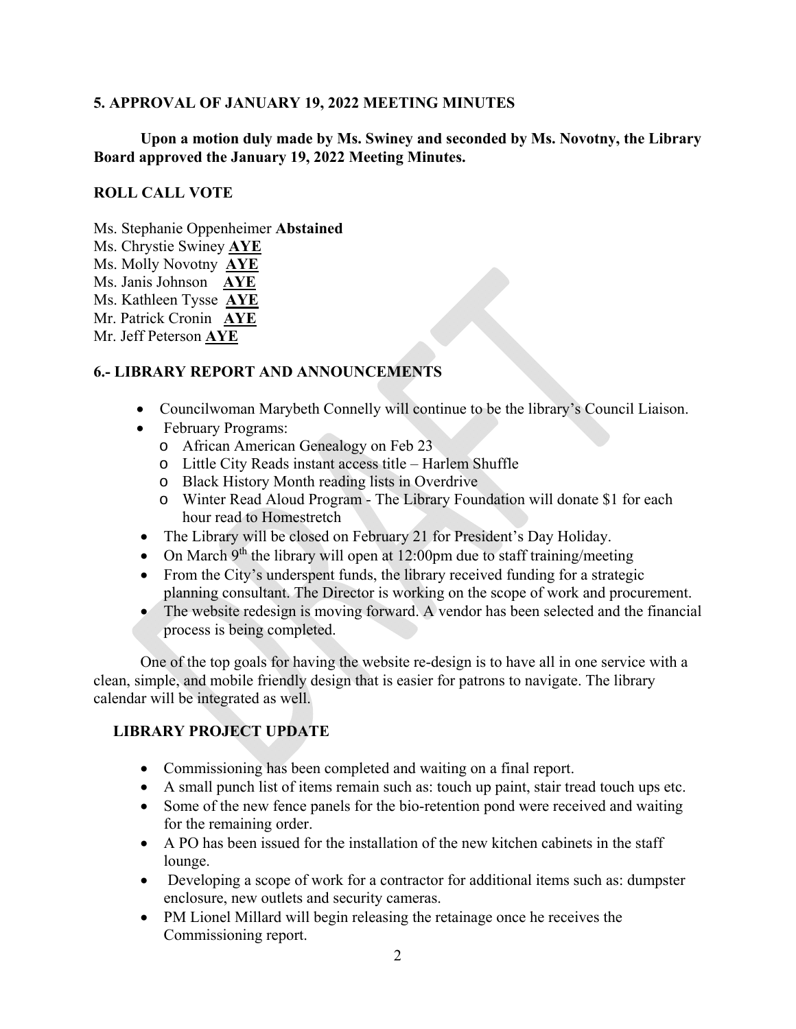## 5. APPROVAL OF JANUARY 19, 2022 MEETING MINUTES

**Upon a motion duly made by Ms. Swiney and seconded by Ms. Novotny, the Library Board approved the January 19, 2022 Meeting Minutes.**

## ROLL CALL VOTE

Ms. Stephanie Oppenheimer **Abstained**
Ms. Chrystie Swiney **AYE**
Ms. Molly Novotny **AYE**
Ms. Janis Johnson **AYE**
Ms. Kathleen Tysse **AYE**
Mr. Patrick Cronin **AYE**
Mr. Jeff Peterson **AYE**

## 6.- LIBRARY REPORT AND ANNOUNCEMENTS

- Councilwoman Marybeth Connelly will continue to be the library's Council Liaison.
- February Programs:
  - African American Genealogy on Feb 23
  - Little City Reads instant access title – Harlem Shuffle
  - Black History Month reading lists in Overdrive
  - Winter Read Aloud Program - The Library Foundation will donate $1 for each hour read to Homestretch
- The Library will be closed on February 21 for President's Day Holiday.
- On March 9th the library will open at 12:00pm due to staff training/meeting
- From the City's underspent funds, the library received funding for a strategic planning consultant. The Director is working on the scope of work and procurement.
- The website redesign is moving forward. A vendor has been selected and the financial process is being completed.

One of the top goals for having the website re-design is to have all in one service with a clean, simple, and mobile friendly design that is easier for patrons to navigate. The library calendar will be integrated as well.

## LIBRARY PROJECT UPDATE

- Commissioning has been completed and waiting on a final report.
- A small punch list of items remain such as: touch up paint, stair tread touch ups etc.
- Some of the new fence panels for the bio-retention pond were received and waiting for the remaining order.
- A PO has been issued for the installation of the new kitchen cabinets in the staff lounge.
- Developing a scope of work for a contractor for additional items such as: dumpster enclosure, new outlets and security cameras.
- PM Lionel Millard will begin releasing the retainage once he receives the Commissioning report.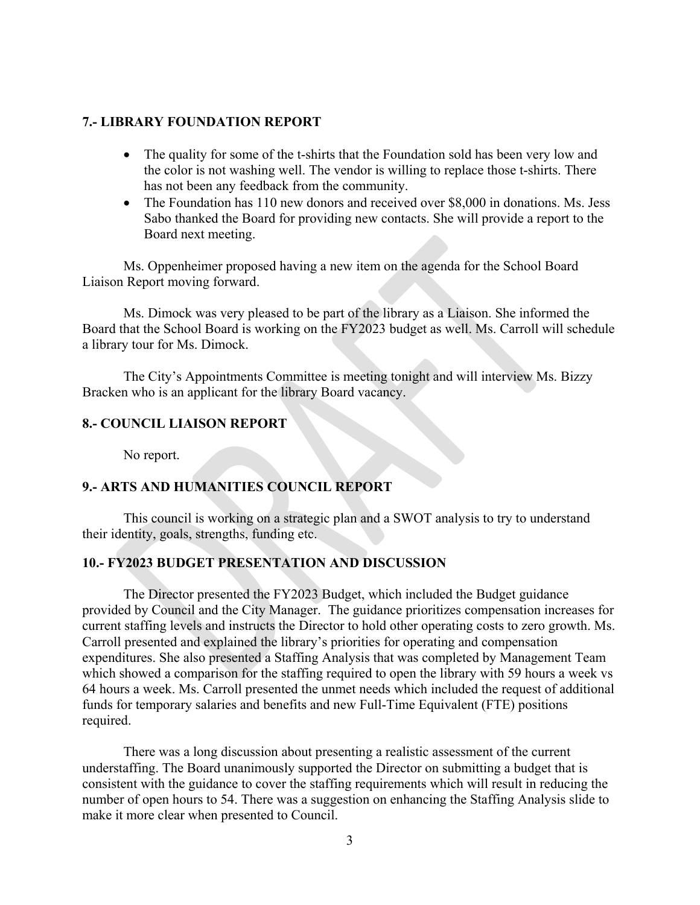## 7.- LIBRARY FOUNDATION REPORT

- The quality for some of the t-shirts that the Foundation sold has been very low and the color is not washing well. The vendor is willing to replace those t-shirts. There has not been any feedback from the community.
- The Foundation has 110 new donors and received over $8,000 in donations. Ms. Jess Sabo thanked the Board for providing new contacts. She will provide a report to the Board next meeting.

Ms. Oppenheimer proposed having a new item on the agenda for the School Board Liaison Report moving forward.

Ms. Dimock was very pleased to be part of the library as a Liaison. She informed the Board that the School Board is working on the FY2023 budget as well. Ms. Carroll will schedule a library tour for Ms. Dimock.

The City's Appointments Committee is meeting tonight and will interview Ms. Bizzy Bracken who is an applicant for the library Board vacancy.

## 8.- COUNCIL LIAISON REPORT

No report.

## 9.- ARTS AND HUMANITIES COUNCIL REPORT

This council is working on a strategic plan and a SWOT analysis to try to understand their identity, goals, strengths, funding etc.

## 10.- FY2023 BUDGET PRESENTATION AND DISCUSSION

The Director presented the FY2023 Budget, which included the Budget guidance provided by Council and the City Manager. The guidance prioritizes compensation increases for current staffing levels and instructs the Director to hold other operating costs to zero growth. Ms. Carroll presented and explained the library's priorities for operating and compensation expenditures. She also presented a Staffing Analysis that was completed by Management Team which showed a comparison for the staffing required to open the library with 59 hours a week vs 64 hours a week. Ms. Carroll presented the unmet needs which included the request of additional funds for temporary salaries and benefits and new Full-Time Equivalent (FTE) positions required.

There was a long discussion about presenting a realistic assessment of the current understaffing. The Board unanimously supported the Director on submitting a budget that is consistent with the guidance to cover the staffing requirements which will result in reducing the number of open hours to 54. There was a suggestion on enhancing the Staffing Analysis slide to make it more clear when presented to Council.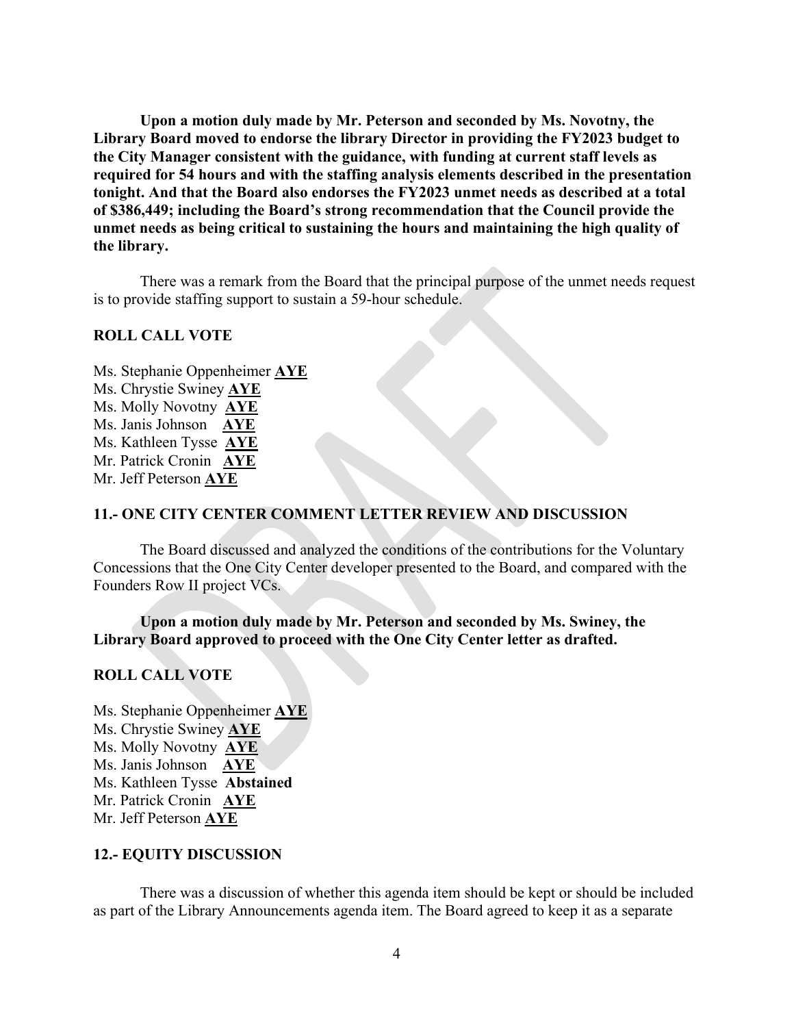**Upon a motion duly made by Mr. Peterson and seconded by Ms. Novotny, the Library Board moved to endorse the library Director in providing the FY2023 budget to the City Manager consistent with the guidance, with funding at current staff levels as required for 54 hours and with the staffing analysis elements described in the presentation tonight. And that the Board also endorses the FY2023 unmet needs as described at a total of $386,449; including the Board's strong recommendation that the Council provide the unmet needs as being critical to sustaining the hours and maintaining the high quality of the library.**

There was a remark from the Board that the principal purpose of the unmet needs request is to provide staffing support to sustain a 59-hour schedule.

**ROLL CALL VOTE**

Ms. Stephanie Oppenheimer **AYE**
Ms. Chrystie Swiney **AYE**
Ms. Molly Novotny **AYE**
Ms. Janis Johnson **AYE**
Ms. Kathleen Tysse **AYE**
Mr. Patrick Cronin **AYE**
Mr. Jeff Peterson **AYE**

## 11.- ONE CITY CENTER COMMENT LETTER REVIEW AND DISCUSSION

The Board discussed and analyzed the conditions of the contributions for the Voluntary Concessions that the One City Center developer presented to the Board, and compared with the Founders Row II project VCs.

**Upon a motion duly made by Mr. Peterson and seconded by Ms. Swiney, the Library Board approved to proceed with the One City Center letter as drafted.**

**ROLL CALL VOTE**

Ms. Stephanie Oppenheimer **AYE**
Ms. Chrystie Swiney **AYE**
Ms. Molly Novotny **AYE**
Ms. Janis Johnson **AYE**
Ms. Kathleen Tysse **Abstained**
Mr. Patrick Cronin **AYE**
Mr. Jeff Peterson **AYE**

## 12.- EQUITY DISCUSSION

There was a discussion of whether this agenda item should be kept or should be included as part of the Library Announcements agenda item. The Board agreed to keep it as a separate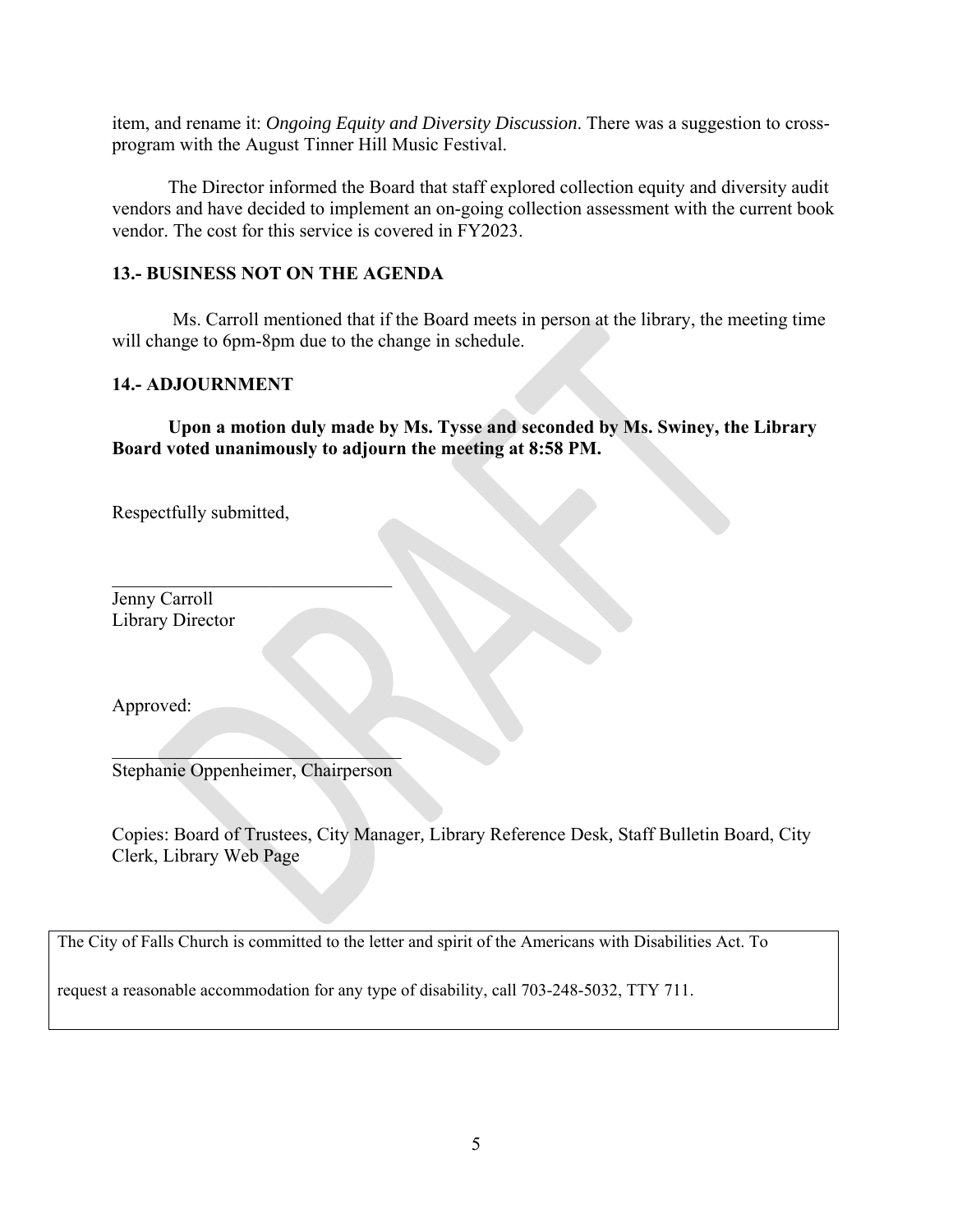item, and rename it: *Ongoing Equity and Diversity Discussion*. There was a suggestion to cross-program with the August Tinner Hill Music Festival.

The Director informed the Board that staff explored collection equity and diversity audit vendors and have decided to implement an on-going collection assessment with the current book vendor. The cost for this service is covered in FY2023.

**13.- BUSINESS NOT ON THE AGENDA**

Ms. Carroll mentioned that if the Board meets in person at the library, the meeting time will change to 6pm-8pm due to the change in schedule.

**14.- ADJOURNMENT**

**Upon a motion duly made by Ms. Tysse and seconded by Ms. Swiney, the Library Board voted unanimously to adjourn the meeting at 8:58 PM.**

Respectfully submitted,

\_\_\_\_\_\_\_\_\_\_\_\_\_\_\_\_\_\_\_\_\_\_\_\_\_\_\_\_\_\_\_\_

Jenny Carroll
Library Director

Approved:

\_\_\_\_\_\_\_\_\_\_\_\_\_\_\_\_\_\_\_\_\_\_\_\_\_\_\_\_\_\_\_\_

Stephanie Oppenheimer, Chairperson

Copies: Board of Trustees, City Manager, Library Reference Desk, Staff Bulletin Board, City Clerk, Library Web Page

The City of Falls Church is committed to the letter and spirit of the Americans with Disabilities Act. To request a reasonable accommodation for any type of disability, call 703-248-5032, TTY 711.